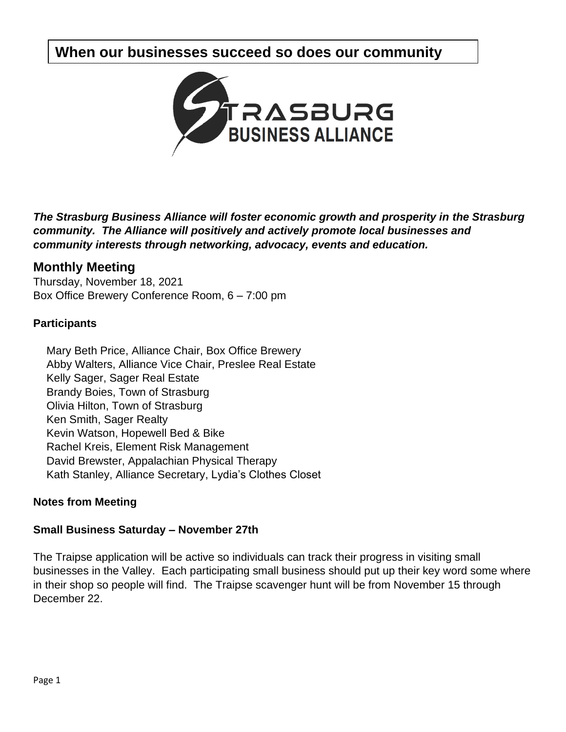**When our businesses succeed so does our community**

STRASBURG
BUSINESS ALLIANCE

***The Strasburg Business Alliance will foster economic growth and prosperity in the Strasburg community. The Alliance will positively and actively promote local businesses and community interests through networking, advocacy, events and education.***

## Monthly Meeting

Thursday, November 18, 2021
Box Office Brewery Conference Room, 6 – 7:00 pm

### Participants

Mary Beth Price, Alliance Chair, Box Office Brewery
Abby Walters, Alliance Vice Chair, Preslee Real Estate
Kelly Sager, Sager Real Estate
Brandy Boies, Town of Strasburg
Olivia Hilton, Town of Strasburg
Ken Smith, Sager Realty
Kevin Watson, Hopewell Bed & Bike
Rachel Kreis, Element Risk Management
David Brewster, Appalachian Physical Therapy
Kath Stanley, Alliance Secretary, Lydia's Clothes Closet

### Notes from Meeting

### Small Business Saturday – November 27th

The Traipse application will be active so individuals can track their progress in visiting small businesses in the Valley. Each participating small business should put up their key word some where in their shop so people will find. The Traipse scavenger hunt will be from November 15 through December 22.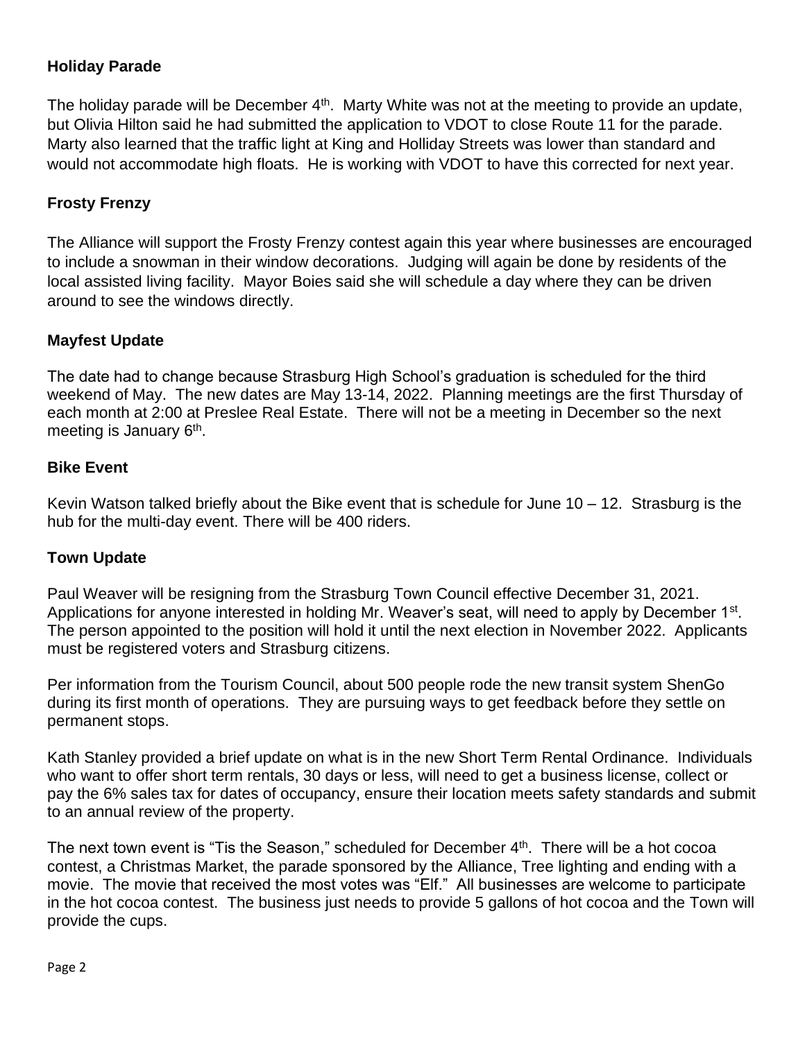**Holiday Parade**

The holiday parade will be December 4th. Marty White was not at the meeting to provide an update, but Olivia Hilton said he had submitted the application to VDOT to close Route 11 for the parade. Marty also learned that the traffic light at King and Holliday Streets was lower than standard and would not accommodate high floats. He is working with VDOT to have this corrected for next year.

**Frosty Frenzy**

The Alliance will support the Frosty Frenzy contest again this year where businesses are encouraged to include a snowman in their window decorations. Judging will again be done by residents of the local assisted living facility. Mayor Boies said she will schedule a day where they can be driven around to see the windows directly.

**Mayfest Update**

The date had to change because Strasburg High School's graduation is scheduled for the third weekend of May. The new dates are May 13-14, 2022. Planning meetings are the first Thursday of each month at 2:00 at Preslee Real Estate. There will not be a meeting in December so the next meeting is January 6th.

**Bike Event**

Kevin Watson talked briefly about the Bike event that is schedule for June 10 – 12. Strasburg is the hub for the multi-day event. There will be 400 riders.

**Town Update**

Paul Weaver will be resigning from the Strasburg Town Council effective December 31, 2021. Applications for anyone interested in holding Mr. Weaver's seat, will need to apply by December 1st. The person appointed to the position will hold it until the next election in November 2022. Applicants must be registered voters and Strasburg citizens.

Per information from the Tourism Council, about 500 people rode the new transit system ShenGo during its first month of operations. They are pursuing ways to get feedback before they settle on permanent stops.

Kath Stanley provided a brief update on what is in the new Short Term Rental Ordinance. Individuals who want to offer short term rentals, 30 days or less, will need to get a business license, collect or pay the 6% sales tax for dates of occupancy, ensure their location meets safety standards and submit to an annual review of the property.

The next town event is "Tis the Season," scheduled for December 4th. There will be a hot cocoa contest, a Christmas Market, the parade sponsored by the Alliance, Tree lighting and ending with a movie. The movie that received the most votes was "Elf." All businesses are welcome to participate in the hot cocoa contest. The business just needs to provide 5 gallons of hot cocoa and the Town will provide the cups.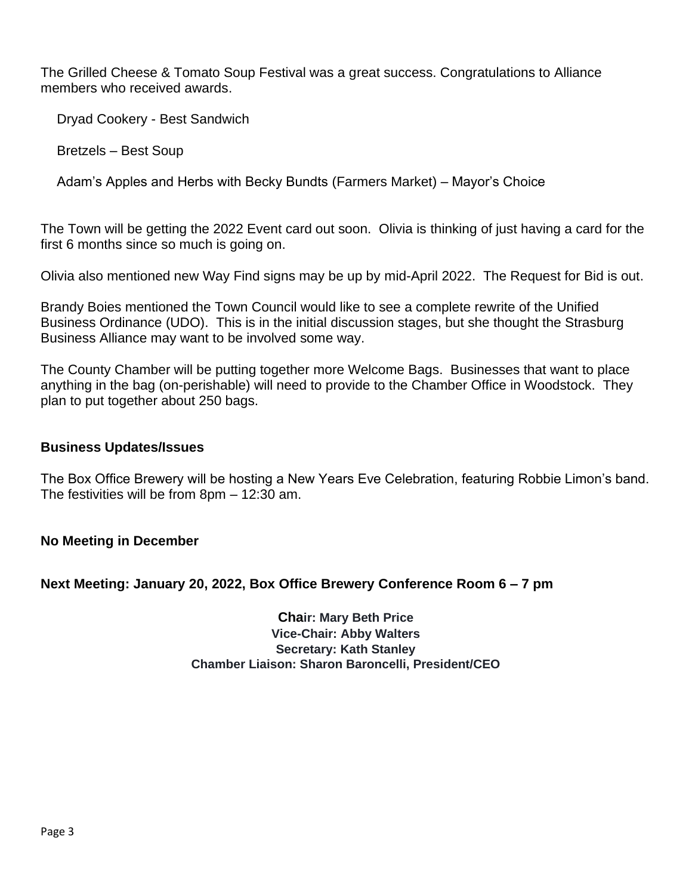The Grilled Cheese & Tomato Soup Festival was a great success. Congratulations to Alliance members who received awards.

Dryad Cookery - Best Sandwich

Bretzels – Best Soup

Adam's Apples and Herbs with Becky Bundts (Farmers Market) – Mayor's Choice

The Town will be getting the 2022 Event card out soon. Olivia is thinking of just having a card for the first 6 months since so much is going on.

Olivia also mentioned new Way Find signs may be up by mid-April 2022. The Request for Bid is out.

Brandy Boies mentioned the Town Council would like to see a complete rewrite of the Unified Business Ordinance (UDO). This is in the initial discussion stages, but she thought the Strasburg Business Alliance may want to be involved some way.

The County Chamber will be putting together more Welcome Bags. Businesses that want to place anything in the bag (on-perishable) will need to provide to the Chamber Office in Woodstock. They plan to put together about 250 bags.

**Business Updates/Issues**

The Box Office Brewery will be hosting a New Years Eve Celebration, featuring Robbie Limon's band. The festivities will be from 8pm – 12:30 am.

**No Meeting in December**

**Next Meeting: January 20, 2022, Box Office Brewery Conference Room 6 – 7 pm**

**Chair: Mary Beth Price**
**Vice-Chair: Abby Walters**
**Secretary: Kath Stanley**
**Chamber Liaison: Sharon Baroncelli, President/CEO**